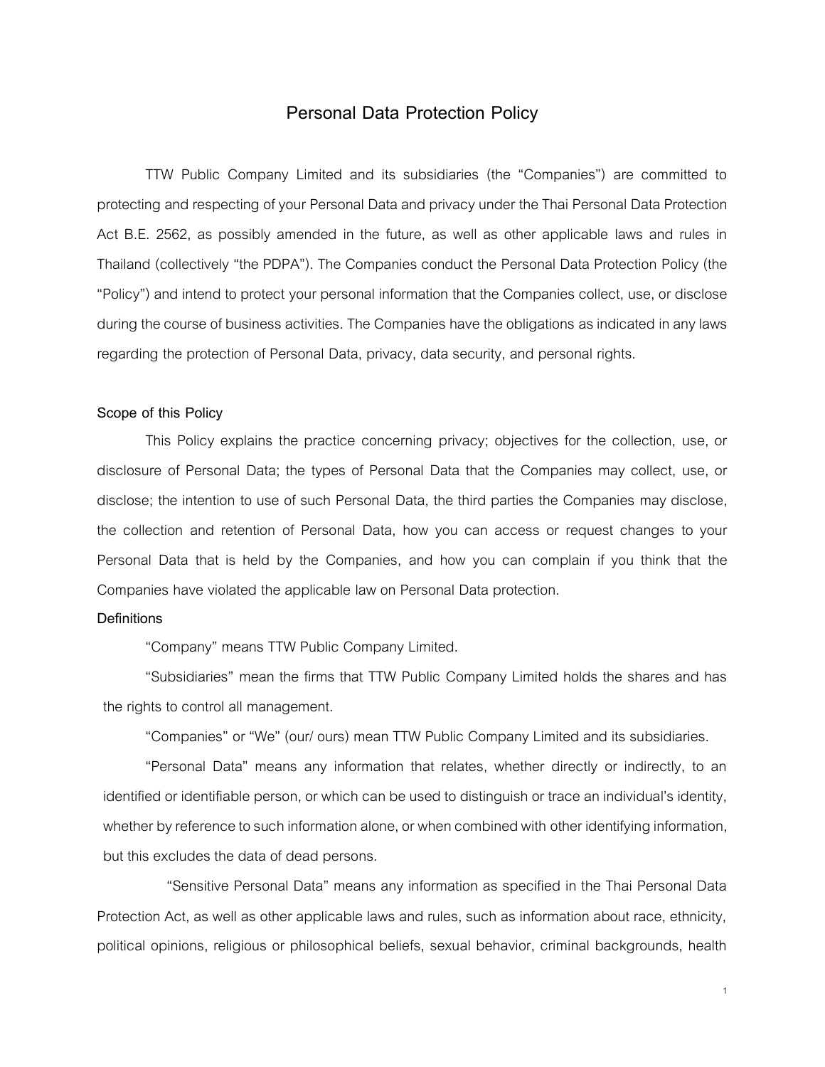# Personal Data Protection Policy

TTW Public Company Limited and its subsidiaries (the "Companies") are committed to protecting and respecting of your Personal Data and privacy under the Thai Personal Data Protection Act B.E. 2562, as possibly amended in the future, as well as other applicable laws and rules in Thailand (collectively "the PDPA"). The Companies conduct the Personal Data Protection Policy (the "Policy") and intend to protect your personal information that the Companies collect, use, or disclose during the course of business activities. The Companies have the obligations as indicated in any laws regarding the protection of Personal Data, privacy, data security, and personal rights.

**Scope of this Policy**

This Policy explains the practice concerning privacy; objectives for the collection, use, or disclosure of Personal Data; the types of Personal Data that the Companies may collect, use, or disclose; the intention to use of such Personal Data, the third parties the Companies may disclose, the collection and retention of Personal Data, how you can access or request changes to your Personal Data that is held by the Companies, and how you can complain if you think that the Companies have violated the applicable law on Personal Data protection.

**Definitions**

"Company" means TTW Public Company Limited.

"Subsidiaries" mean the firms that TTW Public Company Limited holds the shares and has the rights to control all management.

"Companies" or "We" (our/ ours) mean TTW Public Company Limited and its subsidiaries.

"Personal Data" means any information that relates, whether directly or indirectly, to an identified or identifiable person, or which can be used to distinguish or trace an individual's identity, whether by reference to such information alone, or when combined with other identifying information, but this excludes the data of dead persons.

"Sensitive Personal Data" means any information as specified in the Thai Personal Data Protection Act, as well as other applicable laws and rules, such as information about race, ethnicity, political opinions, religious or philosophical beliefs, sexual behavior, criminal backgrounds, health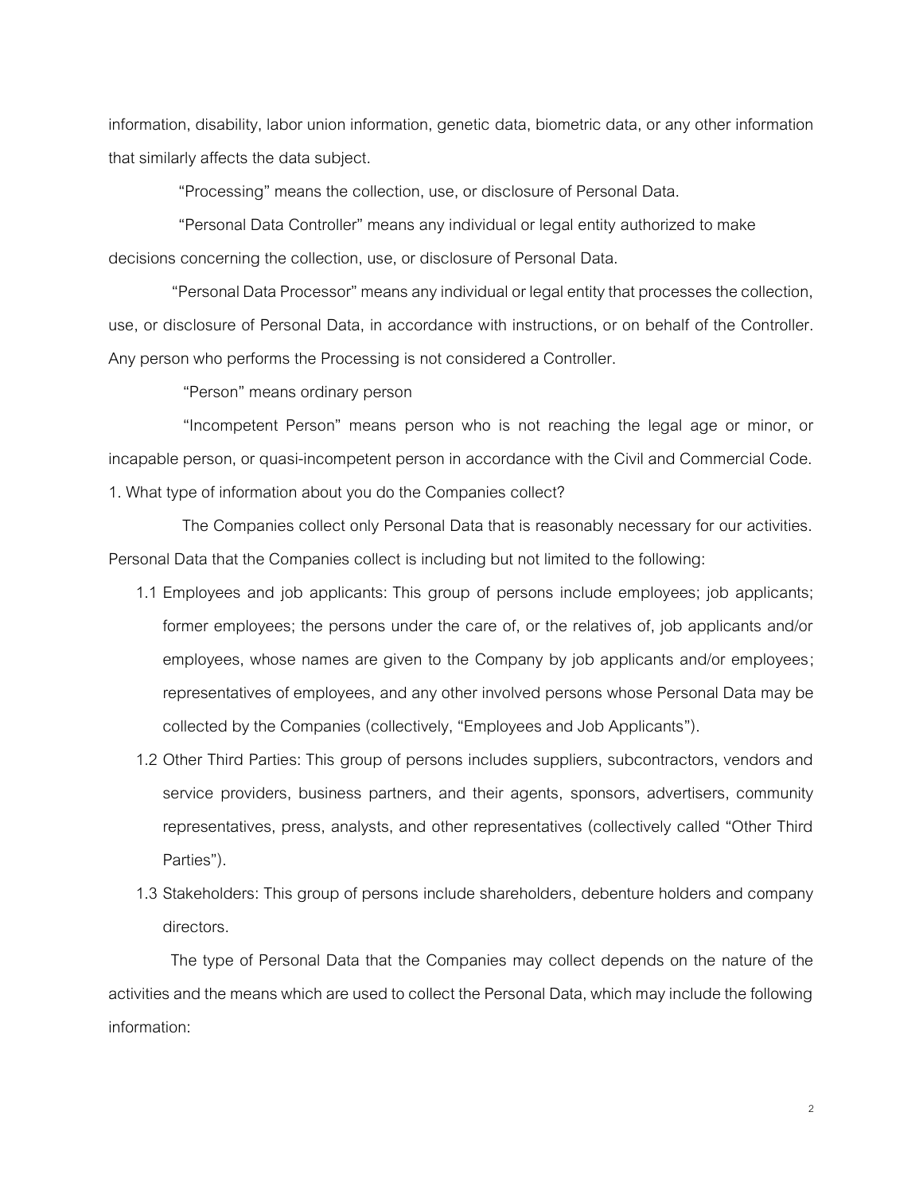information, disability, labor union information, genetic data, biometric data, or any other information that similarly affects the data subject.

"Processing" means the collection, use, or disclosure of Personal Data.

"Personal Data Controller" means any individual or legal entity authorized to make decisions concerning the collection, use, or disclosure of Personal Data.

"Personal Data Processor" means any individual or legal entity that processes the collection, use, or disclosure of Personal Data, in accordance with instructions, or on behalf of the Controller. Any person who performs the Processing is not considered a Controller.

"Person" means ordinary person

"Incompetent Person" means person who is not reaching the legal age or minor, or incapable person, or quasi-incompetent person in accordance with the Civil and Commercial Code.

1. What type of information about you do the Companies collect?

The Companies collect only Personal Data that is reasonably necessary for our activities. Personal Data that the Companies collect is including but not limited to the following:

1.1 Employees and job applicants: This group of persons include employees; job applicants; former employees; the persons under the care of, or the relatives of, job applicants and/or employees, whose names are given to the Company by job applicants and/or employees; representatives of employees, and any other involved persons whose Personal Data may be collected by the Companies (collectively, "Employees and Job Applicants").

1.2 Other Third Parties: This group of persons includes suppliers, subcontractors, vendors and service providers, business partners, and their agents, sponsors, advertisers, community representatives, press, analysts, and other representatives (collectively called "Other Third Parties").

1.3 Stakeholders: This group of persons include shareholders, debenture holders and company directors.

The type of Personal Data that the Companies may collect depends on the nature of the activities and the means which are used to collect the Personal Data, which may include the following information: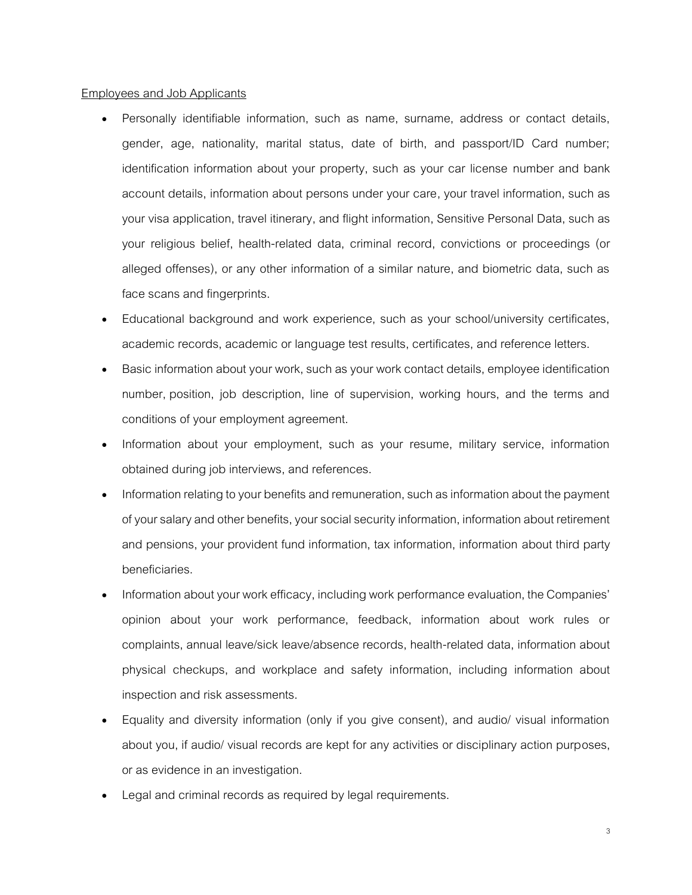Employees and Job Applicants

- Personally identifiable information, such as name, surname, address or contact details, gender, age, nationality, marital status, date of birth, and passport/ID Card number; identification information about your property, such as your car license number and bank account details, information about persons under your care, your travel information, such as your visa application, travel itinerary, and flight information, Sensitive Personal Data, such as your religious belief, health-related data, criminal record, convictions or proceedings (or alleged offenses), or any other information of a similar nature, and biometric data, such as face scans and fingerprints.
- Educational background and work experience, such as your school/university certificates, academic records, academic or language test results, certificates, and reference letters.
- Basic information about your work, such as your work contact details, employee identification number, position, job description, line of supervision, working hours, and the terms and conditions of your employment agreement.
- Information about your employment, such as your resume, military service, information obtained during job interviews, and references.
- Information relating to your benefits and remuneration, such as information about the payment of your salary and other benefits, your social security information, information about retirement and pensions, your provident fund information, tax information, information about third party beneficiaries.
- Information about your work efficacy, including work performance evaluation, the Companies' opinion about your work performance, feedback, information about work rules or complaints, annual leave/sick leave/absence records, health-related data, information about physical checkups, and workplace and safety information, including information about inspection and risk assessments.
- Equality and diversity information (only if you give consent), and audio/ visual information about you, if audio/ visual records are kept for any activities or disciplinary action purposes, or as evidence in an investigation.
- Legal and criminal records as required by legal requirements.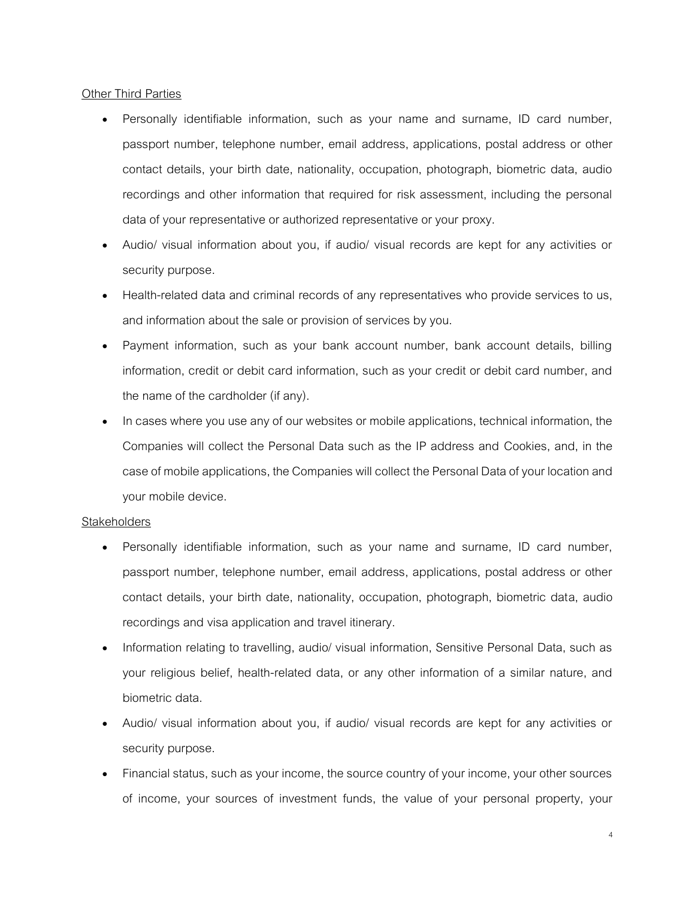Other Third Parties

- Personally identifiable information, such as your name and surname, ID card number, passport number, telephone number, email address, applications, postal address or other contact details, your birth date, nationality, occupation, photograph, biometric data, audio recordings and other information that required for risk assessment, including the personal data of your representative or authorized representative or your proxy.
- Audio/ visual information about you, if audio/ visual records are kept for any activities or security purpose.
- Health-related data and criminal records of any representatives who provide services to us, and information about the sale or provision of services by you.
- Payment information, such as your bank account number, bank account details, billing information, credit or debit card information, such as your credit or debit card number, and the name of the cardholder (if any).
- In cases where you use any of our websites or mobile applications, technical information, the Companies will collect the Personal Data such as the IP address and Cookies, and, in the case of mobile applications, the Companies will collect the Personal Data of your location and your mobile device.

Stakeholders

- Personally identifiable information, such as your name and surname, ID card number, passport number, telephone number, email address, applications, postal address or other contact details, your birth date, nationality, occupation, photograph, biometric data, audio recordings and visa application and travel itinerary.
- Information relating to travelling, audio/ visual information, Sensitive Personal Data, such as your religious belief, health-related data, or any other information of a similar nature, and biometric data.
- Audio/ visual information about you, if audio/ visual records are kept for any activities or security purpose.
- Financial status, such as your income, the source country of your income, your other sources of income, your sources of investment funds, the value of your personal property, your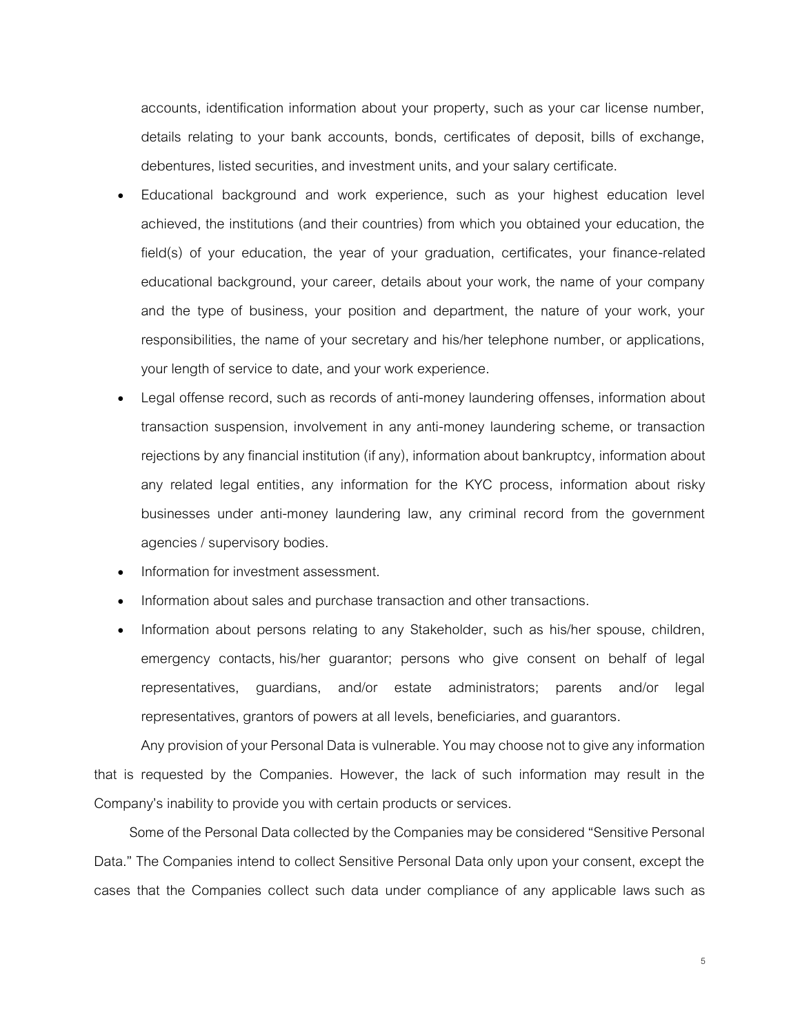accounts, identification information about your property, such as your car license number, details relating to your bank accounts, bonds, certificates of deposit, bills of exchange, debentures, listed securities, and investment units, and your salary certificate.

- Educational background and work experience, such as your highest education level achieved, the institutions (and their countries) from which you obtained your education, the field(s) of your education, the year of your graduation, certificates, your finance-related educational background, your career, details about your work, the name of your company and the type of business, your position and department, the nature of your work, your responsibilities, the name of your secretary and his/her telephone number, or applications, your length of service to date, and your work experience.
- Legal offense record, such as records of anti-money laundering offenses, information about transaction suspension, involvement in any anti-money laundering scheme, or transaction rejections by any financial institution (if any), information about bankruptcy, information about any related legal entities, any information for the KYC process, information about risky businesses under anti-money laundering law, any criminal record from the government agencies / supervisory bodies.
- Information for investment assessment.
- Information about sales and purchase transaction and other transactions.
- Information about persons relating to any Stakeholder, such as his/her spouse, children, emergency contacts, his/her guarantor; persons who give consent on behalf of legal representatives, guardians, and/or estate administrators; parents and/or legal representatives, grantors of powers at all levels, beneficiaries, and guarantors.

Any provision of your Personal Data is vulnerable. You may choose not to give any information that is requested by the Companies. However, the lack of such information may result in the Company's inability to provide you with certain products or services.

Some of the Personal Data collected by the Companies may be considered "Sensitive Personal Data." The Companies intend to collect Sensitive Personal Data only upon your consent, except the cases that the Companies collect such data under compliance of any applicable laws such as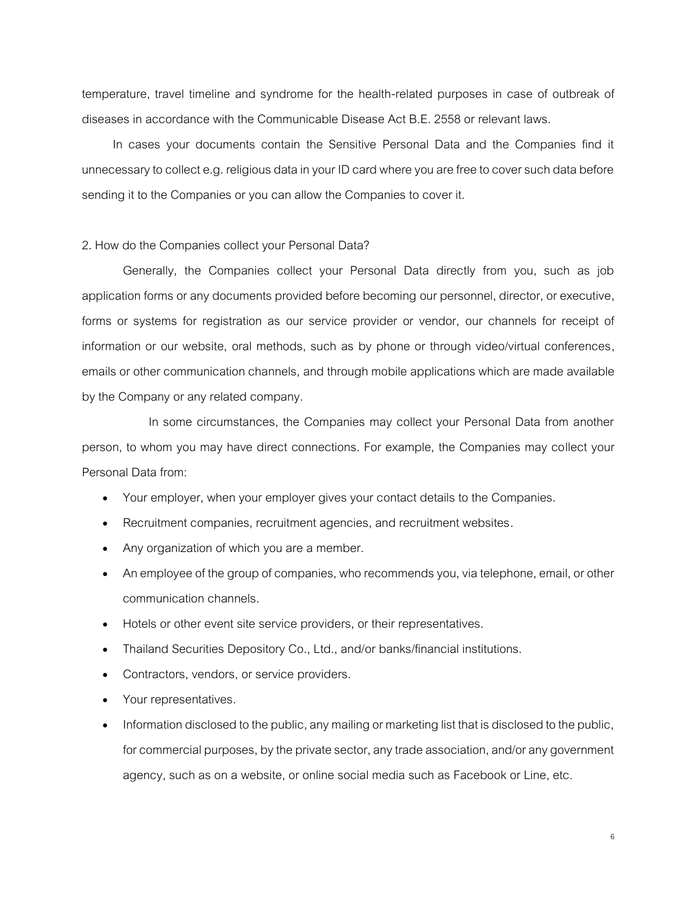temperature, travel timeline and syndrome for the health-related purposes in case of outbreak of diseases in accordance with the Communicable Disease Act B.E. 2558 or relevant laws.

In cases your documents contain the Sensitive Personal Data and the Companies find it unnecessary to collect e.g. religious data in your ID card where you are free to cover such data before sending it to the Companies or you can allow the Companies to cover it.

## 2. How do the Companies collect your Personal Data?

Generally, the Companies collect your Personal Data directly from you, such as job application forms or any documents provided before becoming our personnel, director, or executive, forms or systems for registration as our service provider or vendor, our channels for receipt of information or our website, oral methods, such as by phone or through video/virtual conferences, emails or other communication channels, and through mobile applications which are made available by the Company or any related company.

In some circumstances, the Companies may collect your Personal Data from another person, to whom you may have direct connections. For example, the Companies may collect your Personal Data from:

- Your employer, when your employer gives your contact details to the Companies.
- Recruitment companies, recruitment agencies, and recruitment websites.
- Any organization of which you are a member.
- An employee of the group of companies, who recommends you, via telephone, email, or other communication channels.
- Hotels or other event site service providers, or their representatives.
- Thailand Securities Depository Co., Ltd., and/or banks/financial institutions.
- Contractors, vendors, or service providers.
- Your representatives.
- Information disclosed to the public, any mailing or marketing list that is disclosed to the public, for commercial purposes, by the private sector, any trade association, and/or any government agency, such as on a website, or online social media such as Facebook or Line, etc.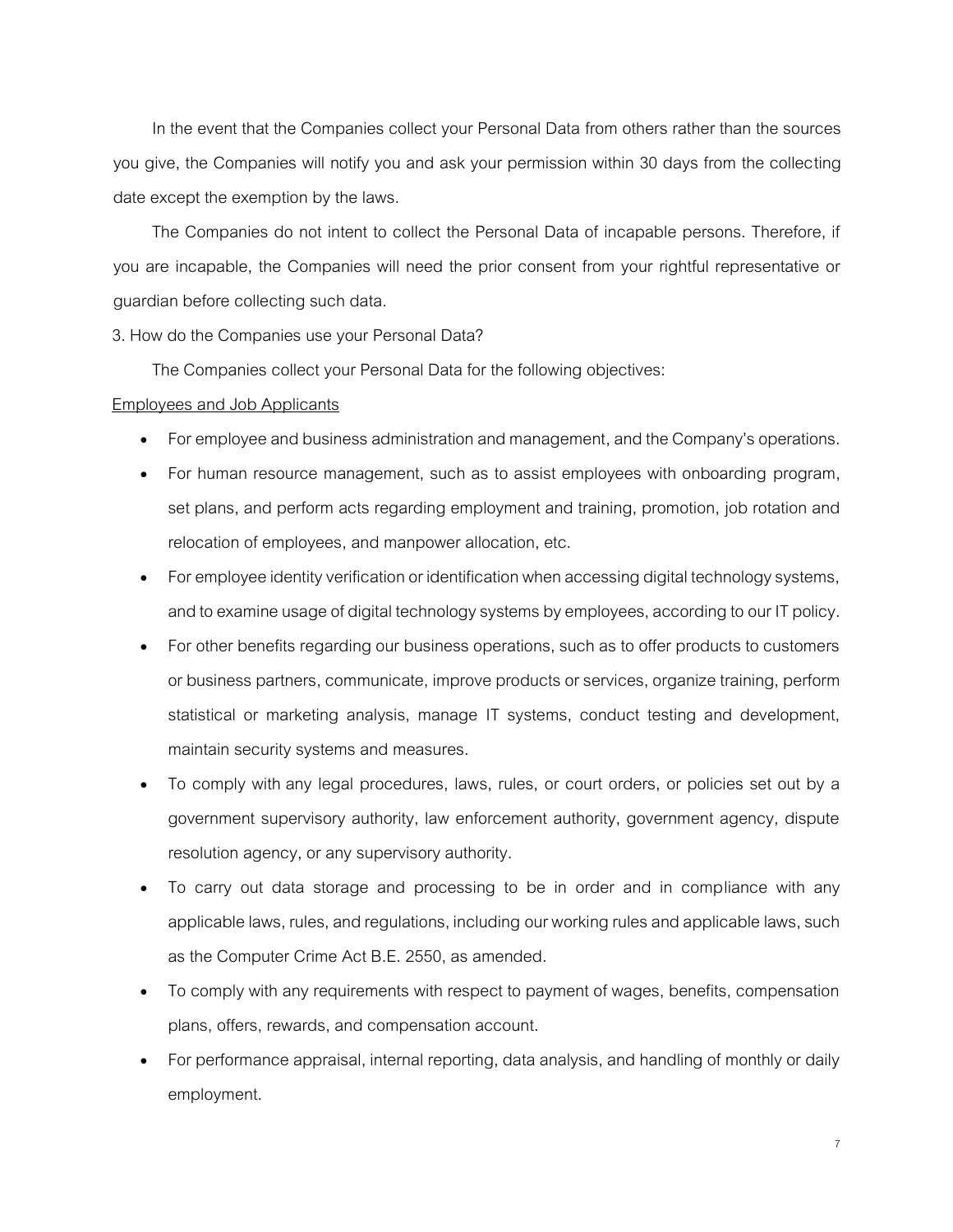In the event that the Companies collect your Personal Data from others rather than the sources you give, the Companies will notify you and ask your permission within 30 days from the collecting date except the exemption by the laws.

The Companies do not intent to collect the Personal Data of incapable persons. Therefore, if you are incapable, the Companies will need the prior consent from your rightful representative or guardian before collecting such data.

3. How do the Companies use your Personal Data?

The Companies collect your Personal Data for the following objectives:

Employees and Job Applicants

- For employee and business administration and management, and the Company's operations.
- For human resource management, such as to assist employees with onboarding program, set plans, and perform acts regarding employment and training, promotion, job rotation and relocation of employees, and manpower allocation, etc.
- For employee identity verification or identification when accessing digital technology systems, and to examine usage of digital technology systems by employees, according to our IT policy.
- For other benefits regarding our business operations, such as to offer products to customers or business partners, communicate, improve products or services, organize training, perform statistical or marketing analysis, manage IT systems, conduct testing and development, maintain security systems and measures.
- To comply with any legal procedures, laws, rules, or court orders, or policies set out by a government supervisory authority, law enforcement authority, government agency, dispute resolution agency, or any supervisory authority.
- To carry out data storage and processing to be in order and in compliance with any applicable laws, rules, and regulations, including our working rules and applicable laws, such as the Computer Crime Act B.E. 2550, as amended.
- To comply with any requirements with respect to payment of wages, benefits, compensation plans, offers, rewards, and compensation account.
- For performance appraisal, internal reporting, data analysis, and handling of monthly or daily employment.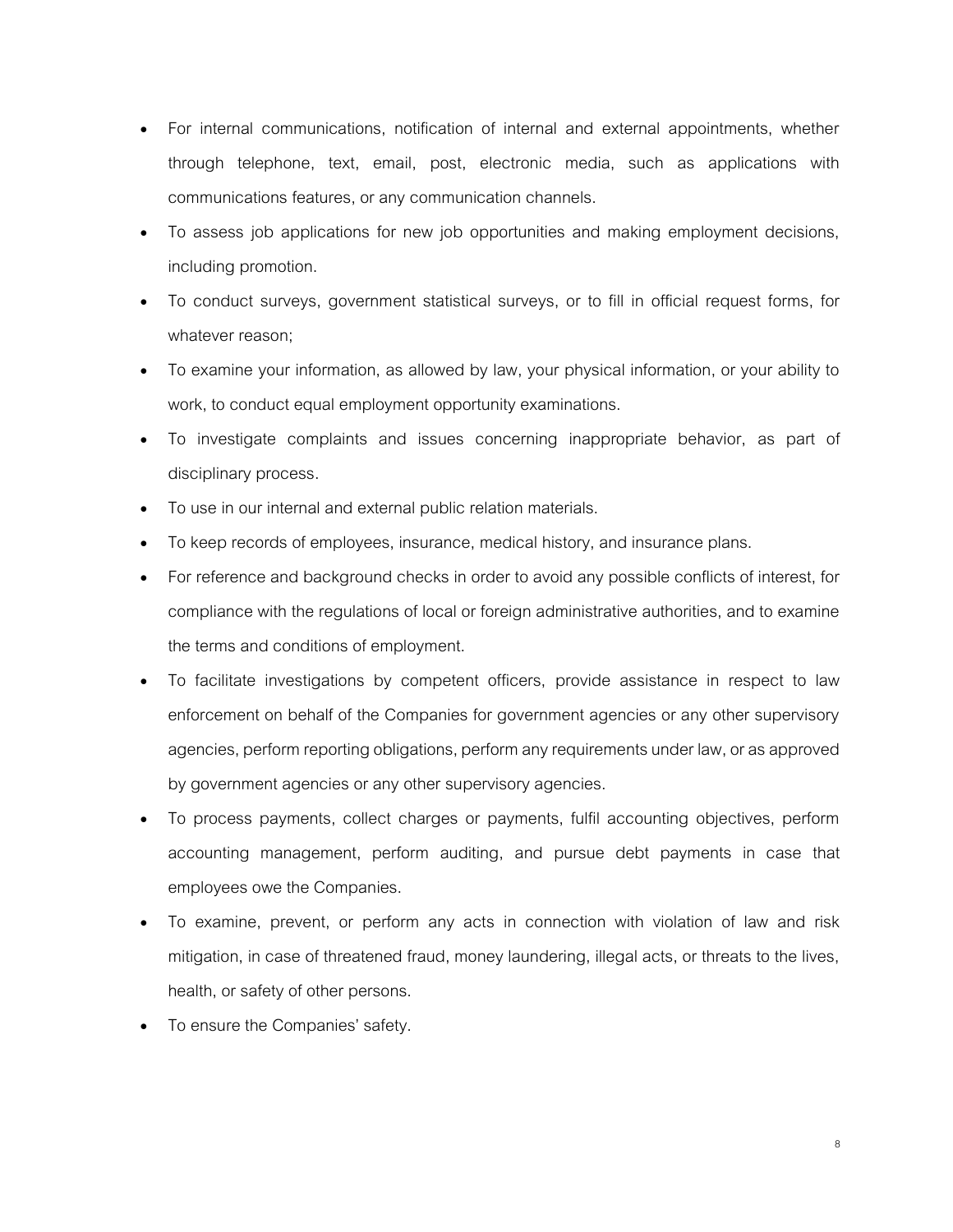- For internal communications, notification of internal and external appointments, whether through telephone, text, email, post, electronic media, such as applications with communications features, or any communication channels.
- To assess job applications for new job opportunities and making employment decisions, including promotion.
- To conduct surveys, government statistical surveys, or to fill in official request forms, for whatever reason;
- To examine your information, as allowed by law, your physical information, or your ability to work, to conduct equal employment opportunity examinations.
- To investigate complaints and issues concerning inappropriate behavior, as part of disciplinary process.
- To use in our internal and external public relation materials.
- To keep records of employees, insurance, medical history, and insurance plans.
- For reference and background checks in order to avoid any possible conflicts of interest, for compliance with the regulations of local or foreign administrative authorities, and to examine the terms and conditions of employment.
- To facilitate investigations by competent officers, provide assistance in respect to law enforcement on behalf of the Companies for government agencies or any other supervisory agencies, perform reporting obligations, perform any requirements under law, or as approved by government agencies or any other supervisory agencies.
- To process payments, collect charges or payments, fulfil accounting objectives, perform accounting management, perform auditing, and pursue debt payments in case that employees owe the Companies.
- To examine, prevent, or perform any acts in connection with violation of law and risk mitigation, in case of threatened fraud, money laundering, illegal acts, or threats to the lives, health, or safety of other persons.
- To ensure the Companies' safety.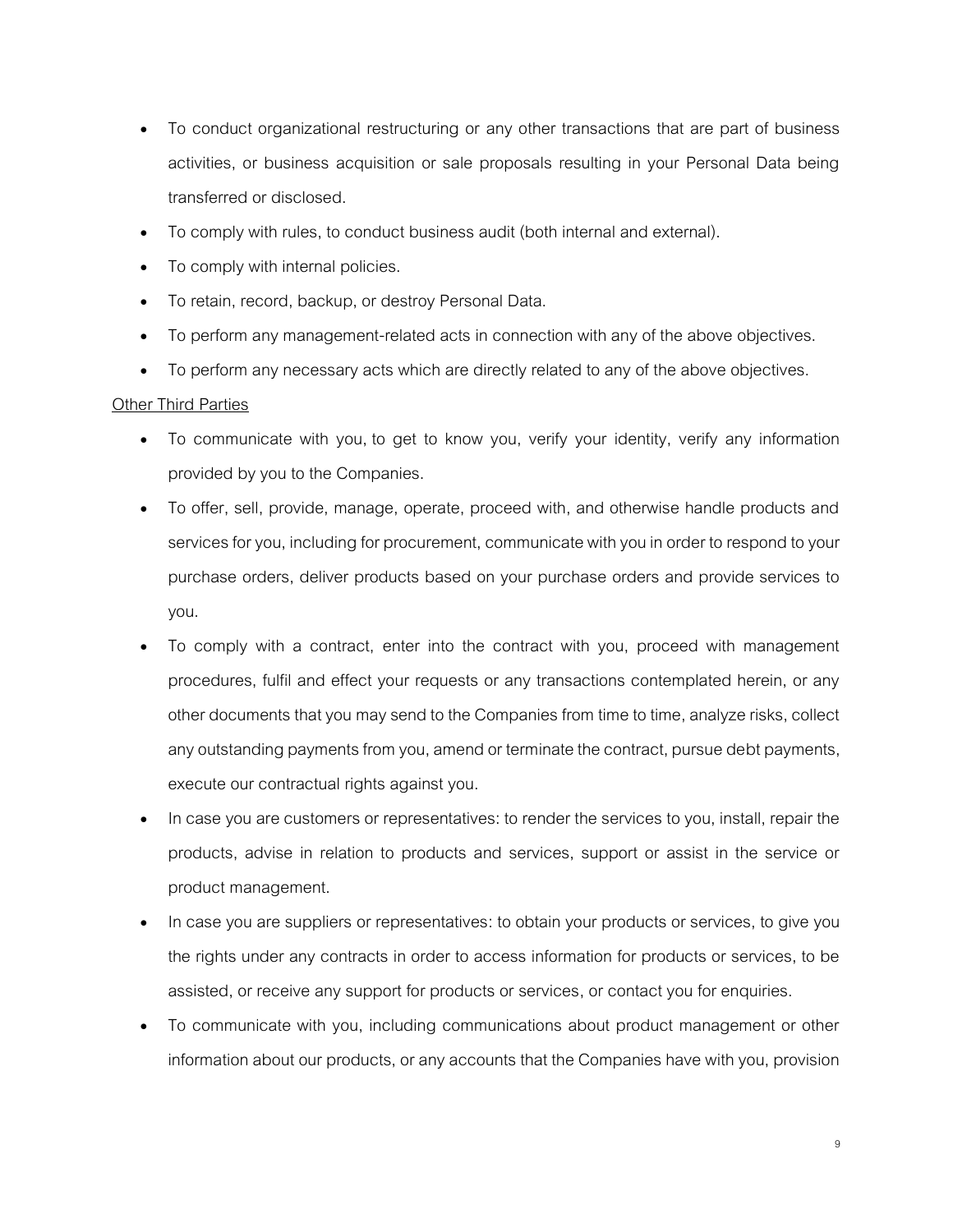- To conduct organizational restructuring or any other transactions that are part of business activities, or business acquisition or sale proposals resulting in your Personal Data being transferred or disclosed.
- To comply with rules, to conduct business audit (both internal and external).
- To comply with internal policies.
- To retain, record, backup, or destroy Personal Data.
- To perform any management-related acts in connection with any of the above objectives.
- To perform any necessary acts which are directly related to any of the above objectives.

<u>Other Third Parties</u>

- To communicate with you, to get to know you, verify your identity, verify any information provided by you to the Companies.
- To offer, sell, provide, manage, operate, proceed with, and otherwise handle products and services for you, including for procurement, communicate with you in order to respond to your purchase orders, deliver products based on your purchase orders and provide services to you.
- To comply with a contract, enter into the contract with you, proceed with management procedures, fulfil and effect your requests or any transactions contemplated herein, or any other documents that you may send to the Companies from time to time, analyze risks, collect any outstanding payments from you, amend or terminate the contract, pursue debt payments, execute our contractual rights against you.
- In case you are customers or representatives: to render the services to you, install, repair the products, advise in relation to products and services, support or assist in the service or product management.
- In case you are suppliers or representatives: to obtain your products or services, to give you the rights under any contracts in order to access information for products or services, to be assisted, or receive any support for products or services, or contact you for enquiries.
- To communicate with you, including communications about product management or other information about our products, or any accounts that the Companies have with you, provision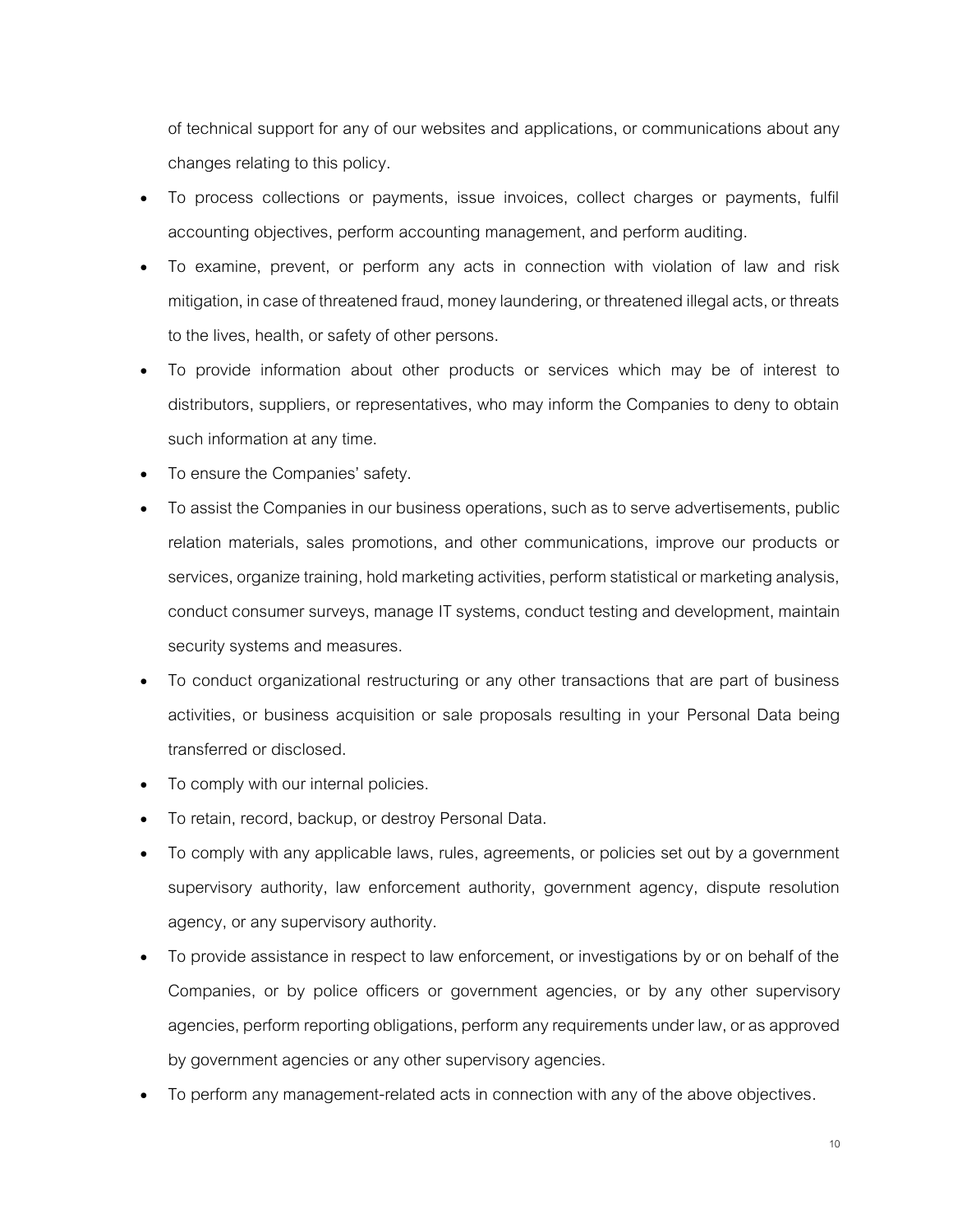of technical support for any of our websites and applications, or communications about any changes relating to this policy.

- To process collections or payments, issue invoices, collect charges or payments, fulfil accounting objectives, perform accounting management, and perform auditing.
- To examine, prevent, or perform any acts in connection with violation of law and risk mitigation, in case of threatened fraud, money laundering, or threatened illegal acts, or threats to the lives, health, or safety of other persons.
- To provide information about other products or services which may be of interest to distributors, suppliers, or representatives, who may inform the Companies to deny to obtain such information at any time.
- To ensure the Companies' safety.
- To assist the Companies in our business operations, such as to serve advertisements, public relation materials, sales promotions, and other communications, improve our products or services, organize training, hold marketing activities, perform statistical or marketing analysis, conduct consumer surveys, manage IT systems, conduct testing and development, maintain security systems and measures.
- To conduct organizational restructuring or any other transactions that are part of business activities, or business acquisition or sale proposals resulting in your Personal Data being transferred or disclosed.
- To comply with our internal policies.
- To retain, record, backup, or destroy Personal Data.
- To comply with any applicable laws, rules, agreements, or policies set out by a government supervisory authority, law enforcement authority, government agency, dispute resolution agency, or any supervisory authority.
- To provide assistance in respect to law enforcement, or investigations by or on behalf of the Companies, or by police officers or government agencies, or by any other supervisory agencies, perform reporting obligations, perform any requirements under law, or as approved by government agencies or any other supervisory agencies.
- To perform any management-related acts in connection with any of the above objectives.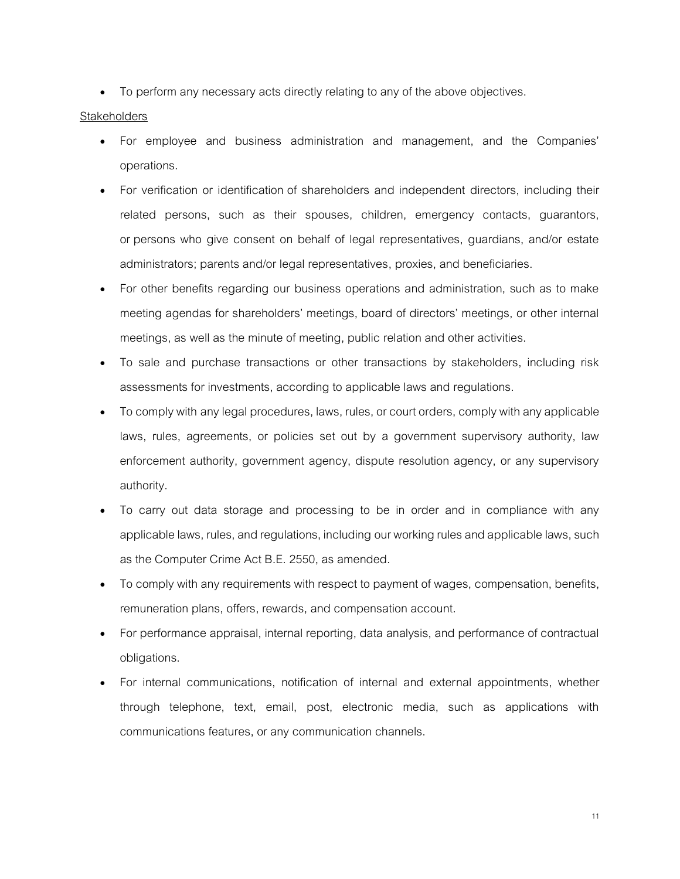- To perform any necessary acts directly relating to any of the above objectives.

<u>Stakeholders</u>

- For employee and business administration and management, and the Companies' operations.
- For verification or identification of shareholders and independent directors, including their related persons, such as their spouses, children, emergency contacts, guarantors, or persons who give consent on behalf of legal representatives, guardians, and/or estate administrators; parents and/or legal representatives, proxies, and beneficiaries.
- For other benefits regarding our business operations and administration, such as to make meeting agendas for shareholders' meetings, board of directors' meetings, or other internal meetings, as well as the minute of meeting, public relation and other activities.
- To sale and purchase transactions or other transactions by stakeholders, including risk assessments for investments, according to applicable laws and regulations.
- To comply with any legal procedures, laws, rules, or court orders, comply with any applicable laws, rules, agreements, or policies set out by a government supervisory authority, law enforcement authority, government agency, dispute resolution agency, or any supervisory authority.
- To carry out data storage and processing to be in order and in compliance with any applicable laws, rules, and regulations, including our working rules and applicable laws, such as the Computer Crime Act B.E. 2550, as amended.
- To comply with any requirements with respect to payment of wages, compensation, benefits, remuneration plans, offers, rewards, and compensation account.
- For performance appraisal, internal reporting, data analysis, and performance of contractual obligations.
- For internal communications, notification of internal and external appointments, whether through telephone, text, email, post, electronic media, such as applications with communications features, or any communication channels.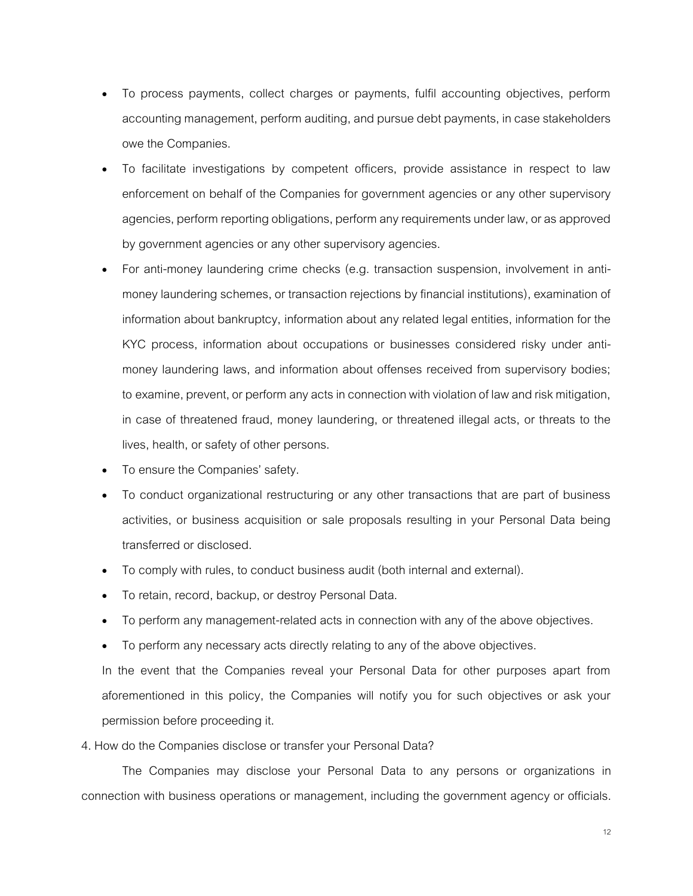- To process payments, collect charges or payments, fulfil accounting objectives, perform accounting management, perform auditing, and pursue debt payments, in case stakeholders owe the Companies.
- To facilitate investigations by competent officers, provide assistance in respect to law enforcement on behalf of the Companies for government agencies or any other supervisory agencies, perform reporting obligations, perform any requirements under law, or as approved by government agencies or any other supervisory agencies.
- For anti-money laundering crime checks (e.g. transaction suspension, involvement in anti-money laundering schemes, or transaction rejections by financial institutions), examination of information about bankruptcy, information about any related legal entities, information for the KYC process, information about occupations or businesses considered risky under anti-money laundering laws, and information about offenses received from supervisory bodies; to examine, prevent, or perform any acts in connection with violation of law and risk mitigation, in case of threatened fraud, money laundering, or threatened illegal acts, or threats to the lives, health, or safety of other persons.
- To ensure the Companies' safety.
- To conduct organizational restructuring or any other transactions that are part of business activities, or business acquisition or sale proposals resulting in your Personal Data being transferred or disclosed.
- To comply with rules, to conduct business audit (both internal and external).
- To retain, record, backup, or destroy Personal Data.
- To perform any management-related acts in connection with any of the above objectives.
- To perform any necessary acts directly relating to any of the above objectives.

In the event that the Companies reveal your Personal Data for other purposes apart from aforementioned in this policy, the Companies will notify you for such objectives or ask your permission before proceeding it.

4. How do the Companies disclose or transfer your Personal Data?

The Companies may disclose your Personal Data to any persons or organizations in connection with business operations or management, including the government agency or officials.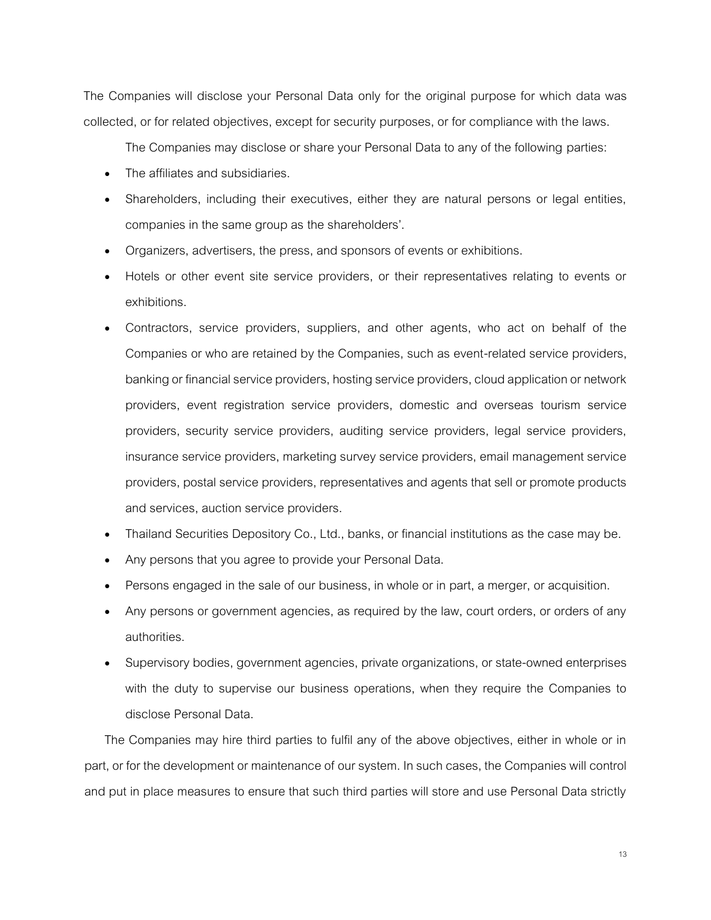The Companies will disclose your Personal Data only for the original purpose for which data was collected, or for related objectives, except for security purposes, or for compliance with the laws.

The Companies may disclose or share your Personal Data to any of the following parties:

- The affiliates and subsidiaries.
- Shareholders, including their executives, either they are natural persons or legal entities, companies in the same group as the shareholders'.
- Organizers, advertisers, the press, and sponsors of events or exhibitions.
- Hotels or other event site service providers, or their representatives relating to events or exhibitions.
- Contractors, service providers, suppliers, and other agents, who act on behalf of the Companies or who are retained by the Companies, such as event-related service providers, banking or financial service providers, hosting service providers, cloud application or network providers, event registration service providers, domestic and overseas tourism service providers, security service providers, auditing service providers, legal service providers, insurance service providers, marketing survey service providers, email management service providers, postal service providers, representatives and agents that sell or promote products and services, auction service providers.
- Thailand Securities Depository Co., Ltd., banks, or financial institutions as the case may be.
- Any persons that you agree to provide your Personal Data.
- Persons engaged in the sale of our business, in whole or in part, a merger, or acquisition.
- Any persons or government agencies, as required by the law, court orders, or orders of any authorities.
- Supervisory bodies, government agencies, private organizations, or state-owned enterprises with the duty to supervise our business operations, when they require the Companies to disclose Personal Data.

The Companies may hire third parties to fulfil any of the above objectives, either in whole or in part, or for the development or maintenance of our system. In such cases, the Companies will control and put in place measures to ensure that such third parties will store and use Personal Data strictly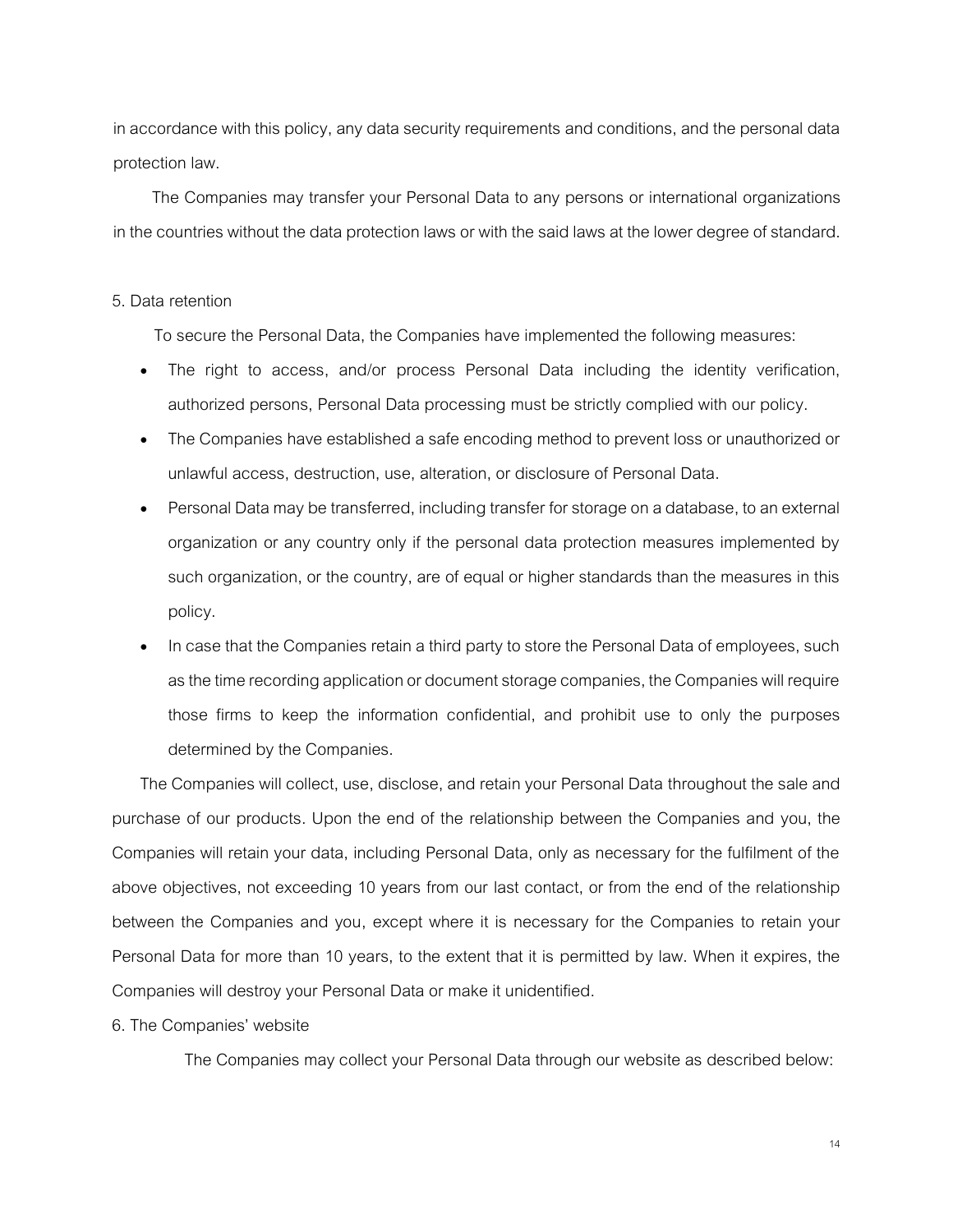in accordance with this policy, any data security requirements and conditions, and the personal data protection law.

The Companies may transfer your Personal Data to any persons or international organizations in the countries without the data protection laws or with the said laws at the lower degree of standard.

5. Data retention

To secure the Personal Data, the Companies have implemented the following measures:

- The right to access, and/or process Personal Data including the identity verification, authorized persons, Personal Data processing must be strictly complied with our policy.
- The Companies have established a safe encoding method to prevent loss or unauthorized or unlawful access, destruction, use, alteration, or disclosure of Personal Data.
- Personal Data may be transferred, including transfer for storage on a database, to an external organization or any country only if the personal data protection measures implemented by such organization, or the country, are of equal or higher standards than the measures in this policy.
- In case that the Companies retain a third party to store the Personal Data of employees, such as the time recording application or document storage companies, the Companies will require those firms to keep the information confidential, and prohibit use to only the purposes determined by the Companies.

The Companies will collect, use, disclose, and retain your Personal Data throughout the sale and purchase of our products. Upon the end of the relationship between the Companies and you, the Companies will retain your data, including Personal Data, only as necessary for the fulfilment of the above objectives, not exceeding 10 years from our last contact, or from the end of the relationship between the Companies and you, except where it is necessary for the Companies to retain your Personal Data for more than 10 years, to the extent that it is permitted by law. When it expires, the Companies will destroy your Personal Data or make it unidentified.

6. The Companies' website

The Companies may collect your Personal Data through our website as described below: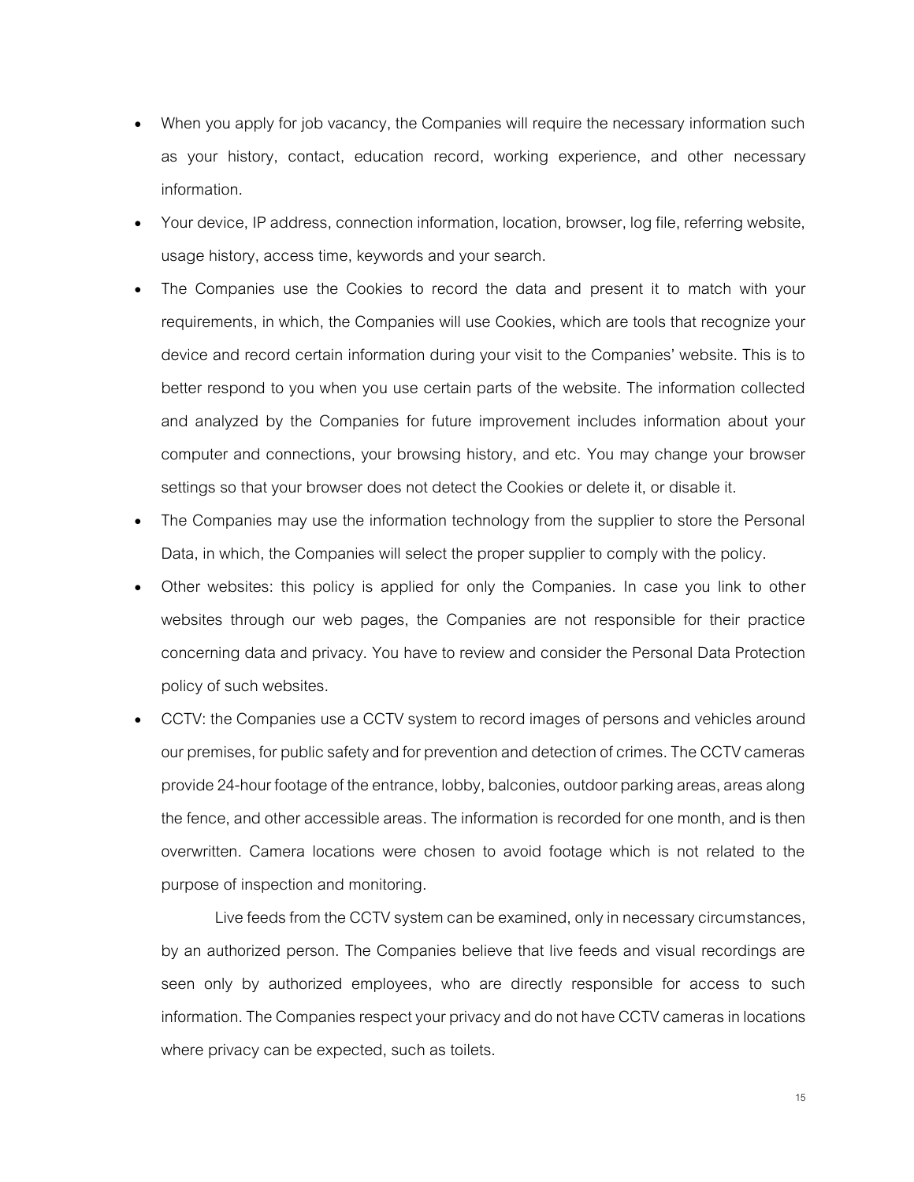- When you apply for job vacancy, the Companies will require the necessary information such as your history, contact, education record, working experience, and other necessary information.
- Your device, IP address, connection information, location, browser, log file, referring website, usage history, access time, keywords and your search.
- The Companies use the Cookies to record the data and present it to match with your requirements, in which, the Companies will use Cookies, which are tools that recognize your device and record certain information during your visit to the Companies' website. This is to better respond to you when you use certain parts of the website. The information collected and analyzed by the Companies for future improvement includes information about your computer and connections, your browsing history, and etc. You may change your browser settings so that your browser does not detect the Cookies or delete it, or disable it.
- The Companies may use the information technology from the supplier to store the Personal Data, in which, the Companies will select the proper supplier to comply with the policy.
- Other websites: this policy is applied for only the Companies. In case you link to other websites through our web pages, the Companies are not responsible for their practice concerning data and privacy. You have to review and consider the Personal Data Protection policy of such websites.
- CCTV: the Companies use a CCTV system to record images of persons and vehicles around our premises, for public safety and for prevention and detection of crimes. The CCTV cameras provide 24-hour footage of the entrance, lobby, balconies, outdoor parking areas, areas along the fence, and other accessible areas. The information is recorded for one month, and is then overwritten. Camera locations were chosen to avoid footage which is not related to the purpose of inspection and monitoring.

  Live feeds from the CCTV system can be examined, only in necessary circumstances, by an authorized person. The Companies believe that live feeds and visual recordings are seen only by authorized employees, who are directly responsible for access to such information. The Companies respect your privacy and do not have CCTV cameras in locations where privacy can be expected, such as toilets.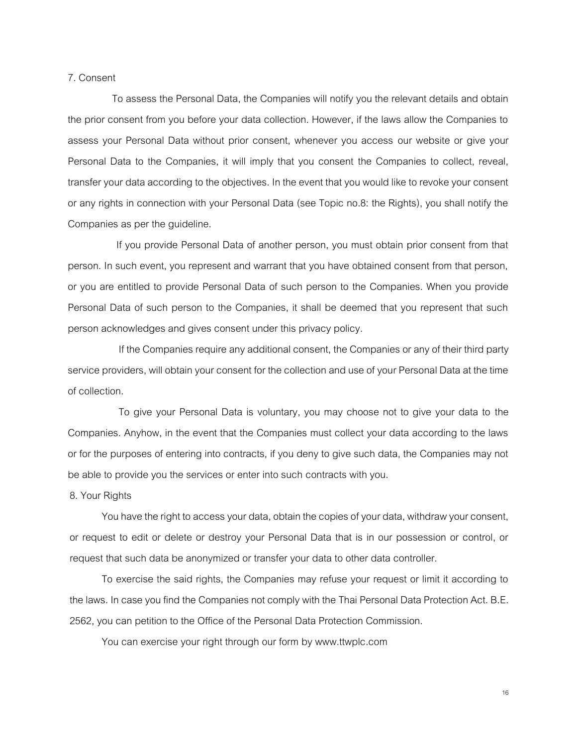## 7. Consent

To assess the Personal Data, the Companies will notify you the relevant details and obtain the prior consent from you before your data collection. However, if the laws allow the Companies to assess your Personal Data without prior consent, whenever you access our website or give your Personal Data to the Companies, it will imply that you consent the Companies to collect, reveal, transfer your data according to the objectives. In the event that you would like to revoke your consent or any rights in connection with your Personal Data (see Topic no.8: the Rights), you shall notify the Companies as per the guideline.

If you provide Personal Data of another person, you must obtain prior consent from that person. In such event, you represent and warrant that you have obtained consent from that person, or you are entitled to provide Personal Data of such person to the Companies. When you provide Personal Data of such person to the Companies, it shall be deemed that you represent that such person acknowledges and gives consent under this privacy policy.

If the Companies require any additional consent, the Companies or any of their third party service providers, will obtain your consent for the collection and use of your Personal Data at the time of collection.

To give your Personal Data is voluntary, you may choose not to give your data to the Companies. Anyhow, in the event that the Companies must collect your data according to the laws or for the purposes of entering into contracts, if you deny to give such data, the Companies may not be able to provide you the services or enter into such contracts with you.

## 8. Your Rights

You have the right to access your data, obtain the copies of your data, withdraw your consent, or request to edit or delete or destroy your Personal Data that is in our possession or control, or request that such data be anonymized or transfer your data to other data controller.

To exercise the said rights, the Companies may refuse your request or limit it according to the laws. In case you find the Companies not comply with the Thai Personal Data Protection Act. B.E. 2562, you can petition to the Office of the Personal Data Protection Commission.

You can exercise your right through our form by www.ttwplc.com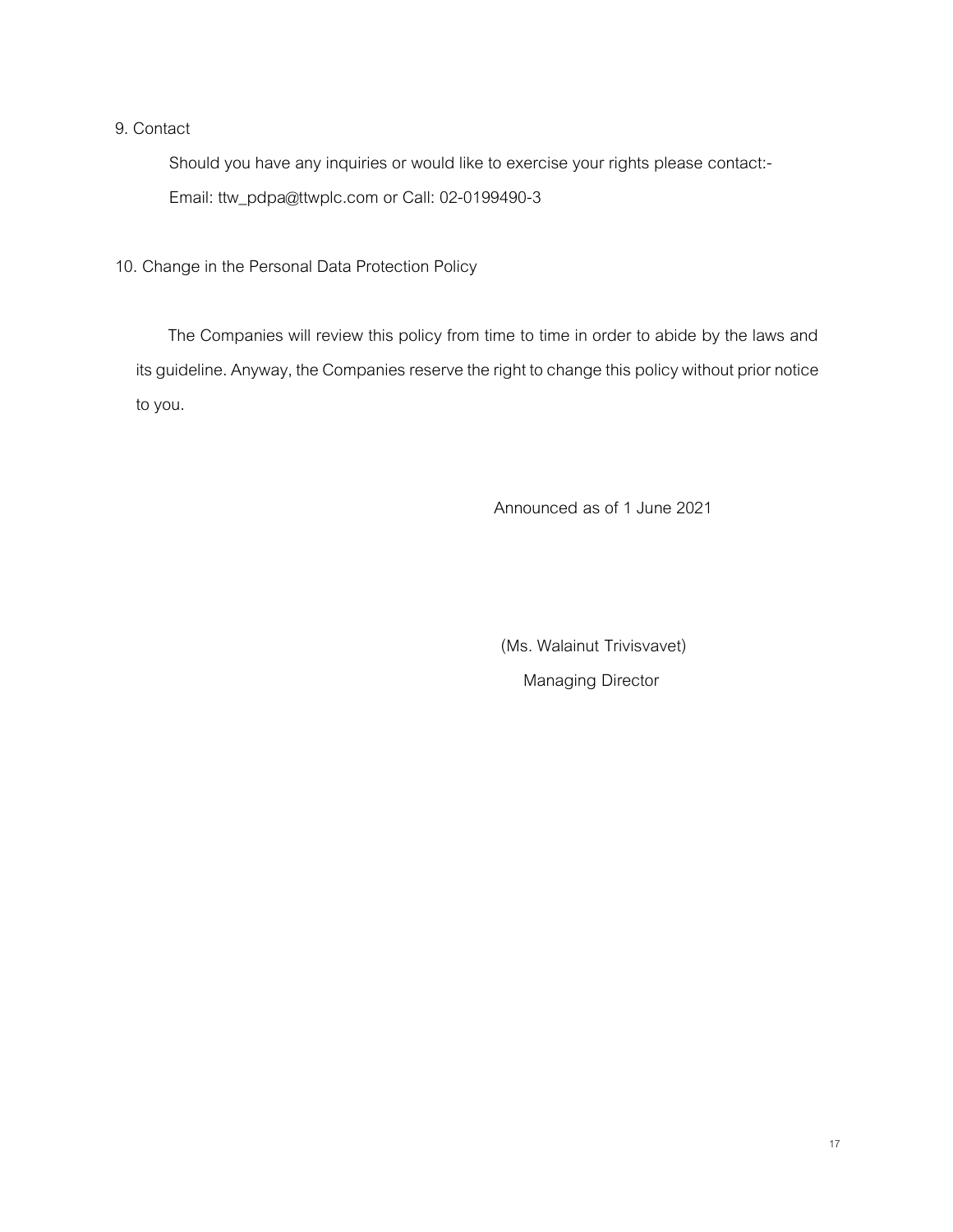9. Contact

Should you have any inquiries or would like to exercise your rights please contact:-

Email: ttw_pdpa@ttwplc.com or Call: 02-0199490-3

10. Change in the Personal Data Protection Policy

The Companies will review this policy from time to time in order to abide by the laws and its guideline. Anyway, the Companies reserve the right to change this policy without prior notice to you.

Announced as of 1 June 2021

(Ms. Walainut Trivisvavet)

Managing Director